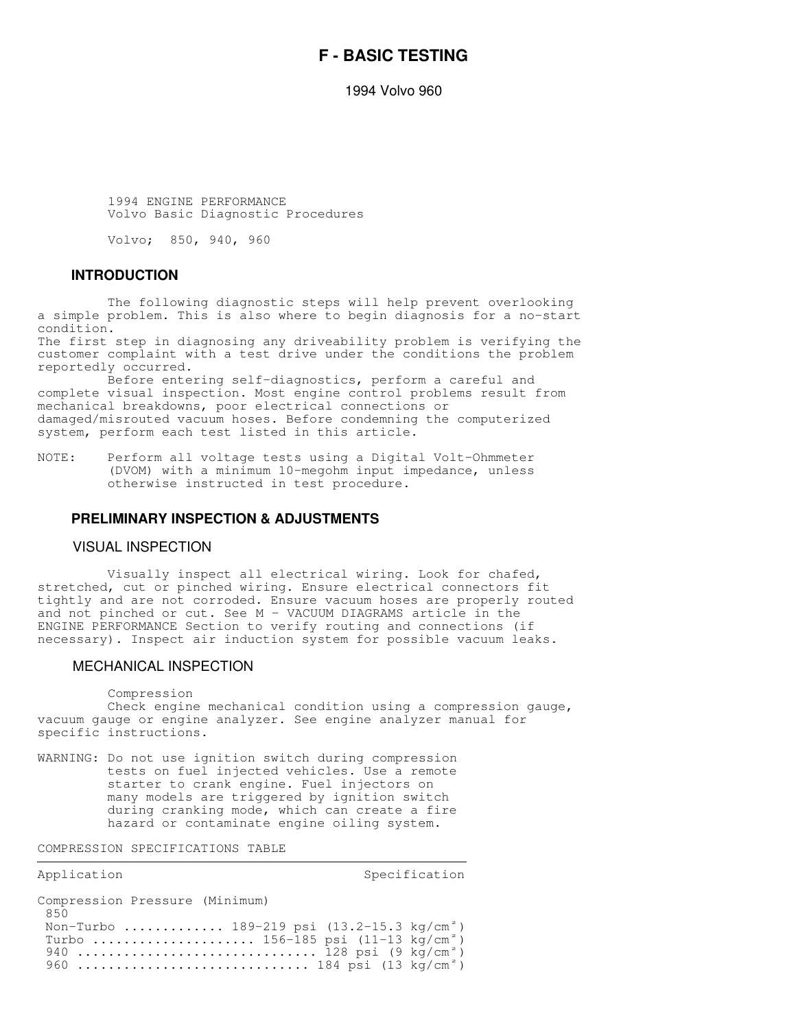# F - BASIC TESTING

1994 Volvo 960

1994 ENGINE PERFORMANCE
Volvo Basic Diagnostic Procedures

Volvo; 850, 940, 960

## INTRODUCTION

The following diagnostic steps will help prevent overlooking a simple problem. This is also where to begin diagnosis for a no-start condition.
The first step in diagnosing any driveability problem is verifying the customer complaint with a test drive under the conditions the problem reportedly occurred.
Before entering self-diagnostics, perform a careful and complete visual inspection. Most engine control problems result from mechanical breakdowns, poor electrical connections or damaged/misrouted vacuum hoses. Before condemning the computerized system, perform each test listed in this article.

NOTE: Perform all voltage tests using a Digital Volt-Ohmmeter (DVOM) with a minimum 10-megohm input impedance, unless otherwise instructed in test procedure.

## PRELIMINARY INSPECTION & ADJUSTMENTS

### VISUAL INSPECTION

Visually inspect all electrical wiring. Look for chafed, stretched, cut or pinched wiring. Ensure electrical connectors fit tightly and are not corroded. Ensure vacuum hoses are properly routed and not pinched or cut. See M - VACUUM DIAGRAMS article in the ENGINE PERFORMANCE Section to verify routing and connections (if necessary). Inspect air induction system for possible vacuum leaks.

### MECHANICAL INSPECTION

Compression
Check engine mechanical condition using a compression gauge, vacuum gauge or engine analyzer. See engine analyzer manual for specific instructions.

WARNING: Do not use ignition switch during compression tests on fuel injected vehicles. Use a remote starter to crank engine. Fuel injectors on many models are triggered by ignition switch during cranking mode, which can create a fire hazard or contaminate engine oiling system.

COMPRESSION SPECIFICATIONS TABLE

| Application | Specification |
|---|---|
| Compression Pressure (Minimum) | |
| 850 | |
| Non-Turbo | 189-219 psi (13.2-15.3 kg/cm²) |
| Turbo | 156-185 psi (11-13 kg/cm²) |
| 940 | 128 psi (9 kg/cm²) |
| 960 | 184 psi (13 kg/cm²) |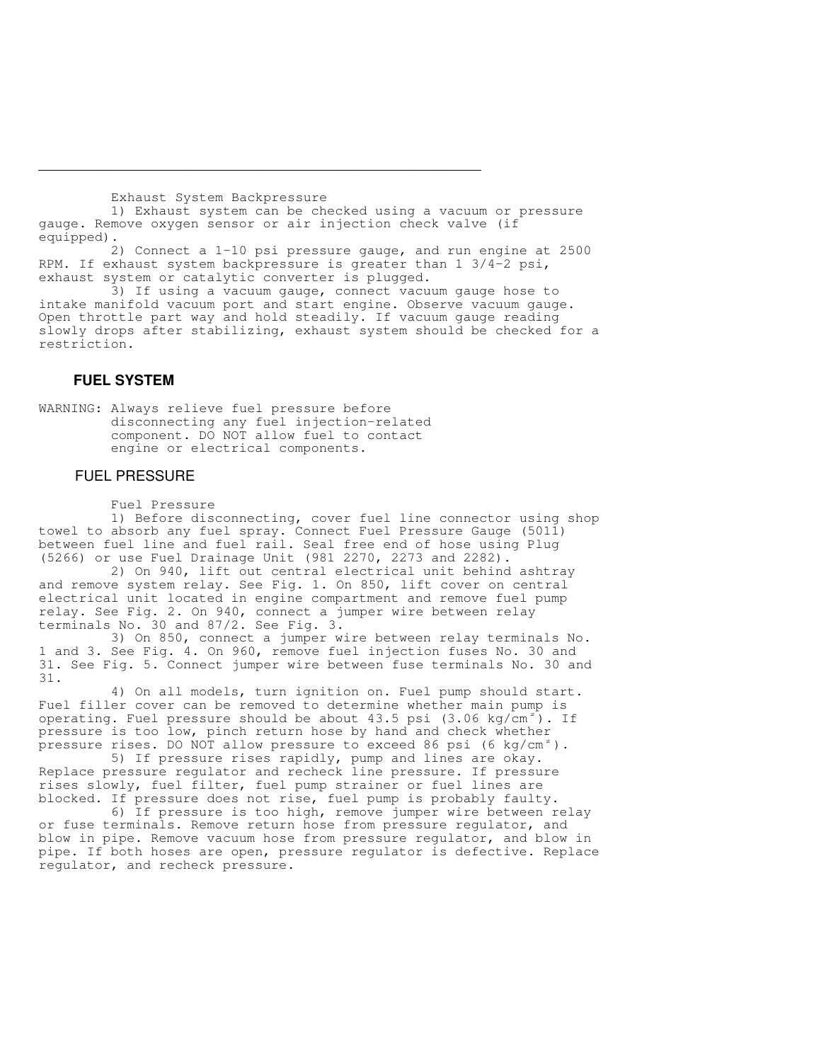Exhaust System Backpressure

1) Exhaust system can be checked using a vacuum or pressure gauge. Remove oxygen sensor or air injection check valve (if equipped).

2) Connect a 1-10 psi pressure gauge, and run engine at 2500 RPM. If exhaust system backpressure is greater than 1 3/4-2 psi, exhaust system or catalytic converter is plugged.

3) If using a vacuum gauge, connect vacuum gauge hose to intake manifold vacuum port and start engine. Observe vacuum gauge. Open throttle part way and hold steadily. If vacuum gauge reading slowly drops after stabilizing, exhaust system should be checked for a restriction.

## FUEL SYSTEM

WARNING: Always relieve fuel pressure before disconnecting any fuel injection-related component. DO NOT allow fuel to contact engine or electrical components.

### FUEL PRESSURE

Fuel Pressure

1) Before disconnecting, cover fuel line connector using shop towel to absorb any fuel spray. Connect Fuel Pressure Gauge (5011) between fuel line and fuel rail. Seal free end of hose using Plug (5266) or use Fuel Drainage Unit (981 2270, 2273 and 2282).

2) On 940, lift out central electrical unit behind ashtray and remove system relay. See Fig. 1. On 850, lift cover on central electrical unit located in engine compartment and remove fuel pump relay. See Fig. 2. On 940, connect a jumper wire between relay terminals No. 30 and 87/2. See Fig. 3.

3) On 850, connect a jumper wire between relay terminals No. 1 and 3. See Fig. 4. On 960, remove fuel injection fuses No. 30 and 31. See Fig. 5. Connect jumper wire between fuse terminals No. 30 and 31.

4) On all models, turn ignition on. Fuel pump should start. Fuel filler cover can be removed to determine whether main pump is operating. Fuel pressure should be about 43.5 psi (3.06 kg/cm²). If pressure is too low, pinch return hose by hand and check whether pressure rises. DO NOT allow pressure to exceed 86 psi (6 kg/cm²).

5) If pressure rises rapidly, pump and lines are okay. Replace pressure regulator and recheck line pressure. If pressure rises slowly, fuel filter, fuel pump strainer or fuel lines are blocked. If pressure does not rise, fuel pump is probably faulty.

6) If pressure is too high, remove jumper wire between relay or fuse terminals. Remove return hose from pressure regulator, and blow in pipe. Remove vacuum hose from pressure regulator, and blow in pipe. If both hoses are open, pressure regulator is defective. Replace regulator, and recheck pressure.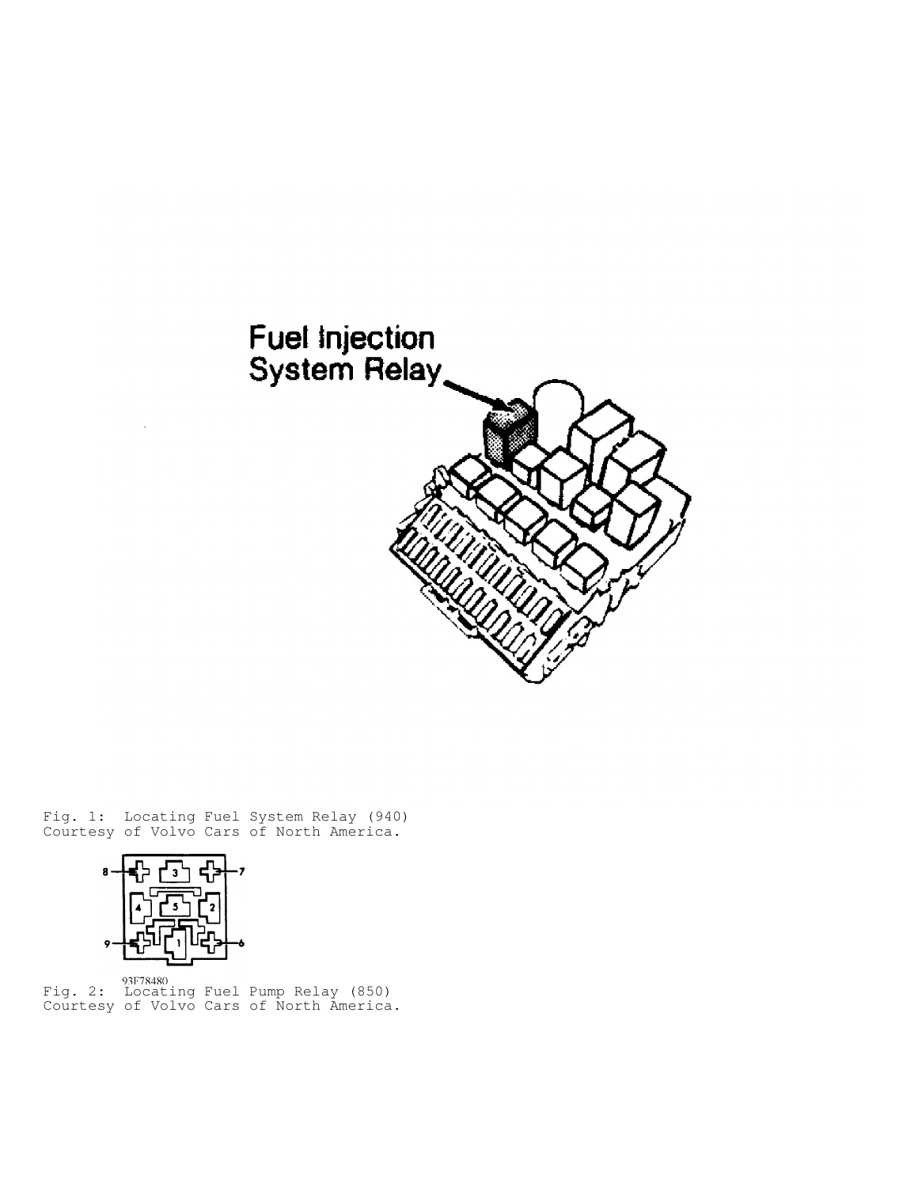Fig. 1: Locating Fuel System Relay (940)
Courtesy of Volvo Cars of North America.

Fig. 2: Locating Fuel Pump Relay (850)
Courtesy of Volvo Cars of North America.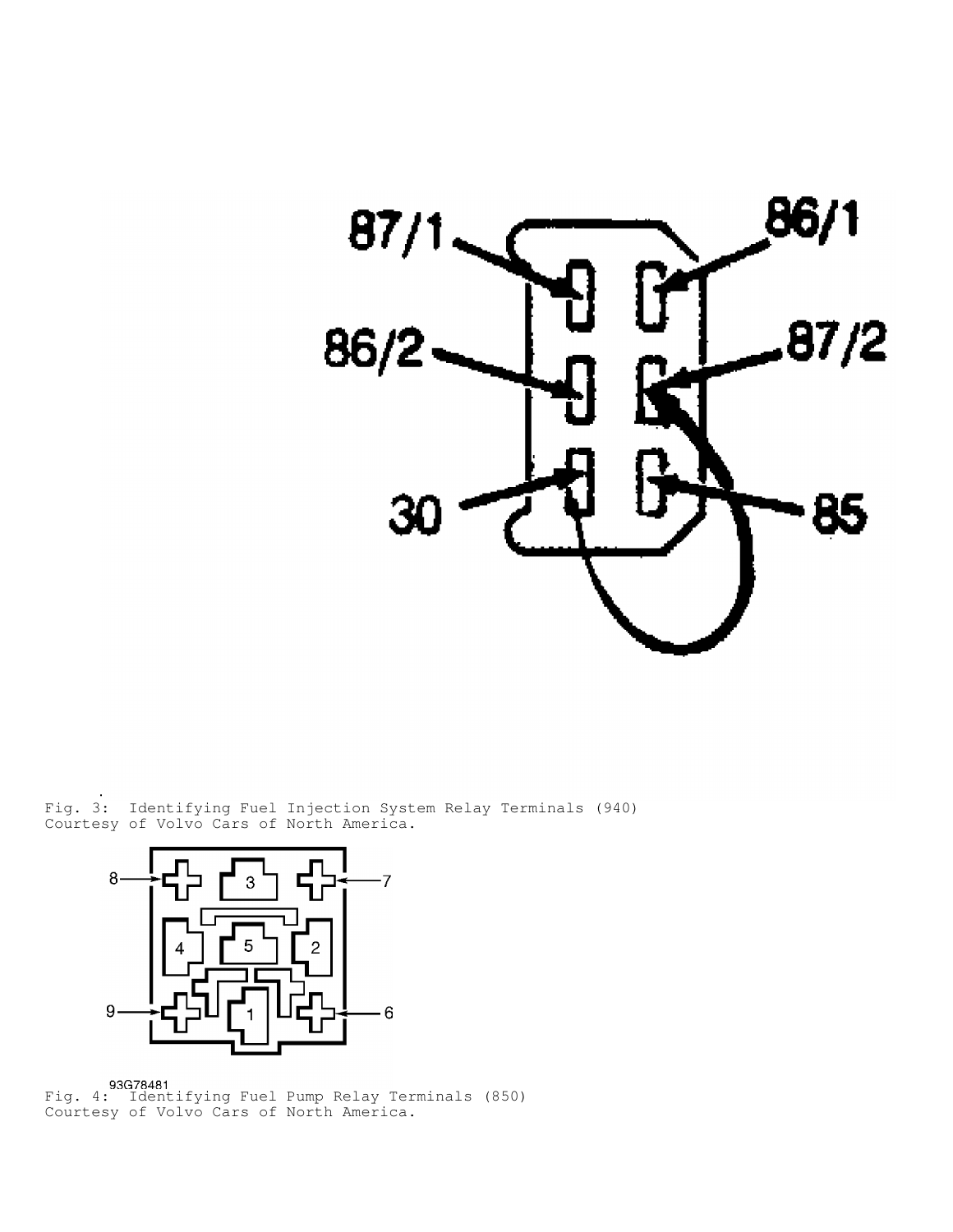Fig. 3: Identifying Fuel Injection System Relay Terminals (940)
Courtesy of Volvo Cars of North America.

Fig. 4: Identifying Fuel Pump Relay Terminals (850)
Courtesy of Volvo Cars of North America.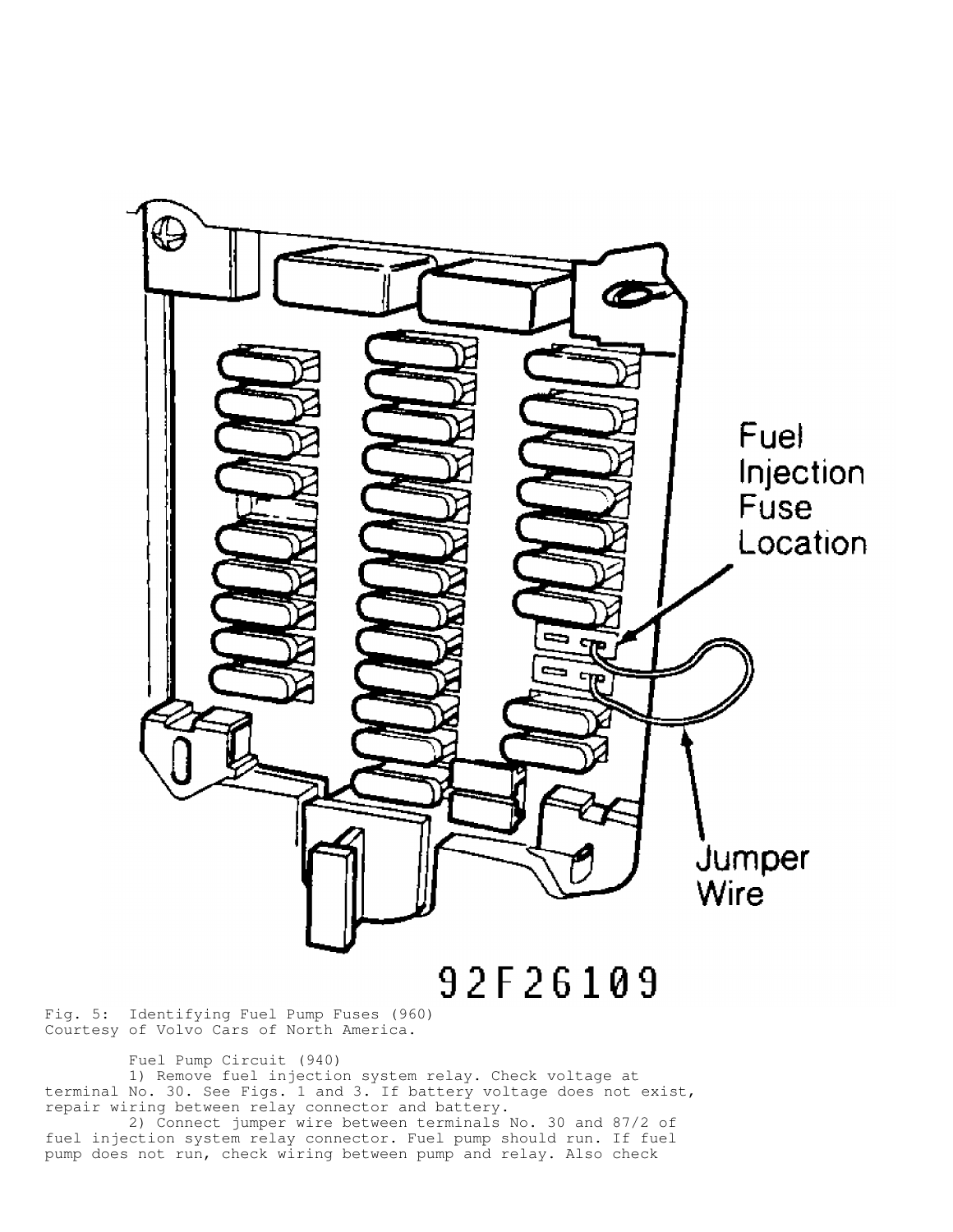Fig. 5: Identifying Fuel Pump Fuses (960)
Courtesy of Volvo Cars of North America.

Fuel Pump Circuit (940)

1) Remove fuel injection system relay. Check voltage at terminal No. 30. See Figs. 1 and 3. If battery voltage does not exist, repair wiring between relay connector and battery.

2) Connect jumper wire between terminals No. 30 and 87/2 of fuel injection system relay connector. Fuel pump should run. If fuel pump does not run, check wiring between pump and relay. Also check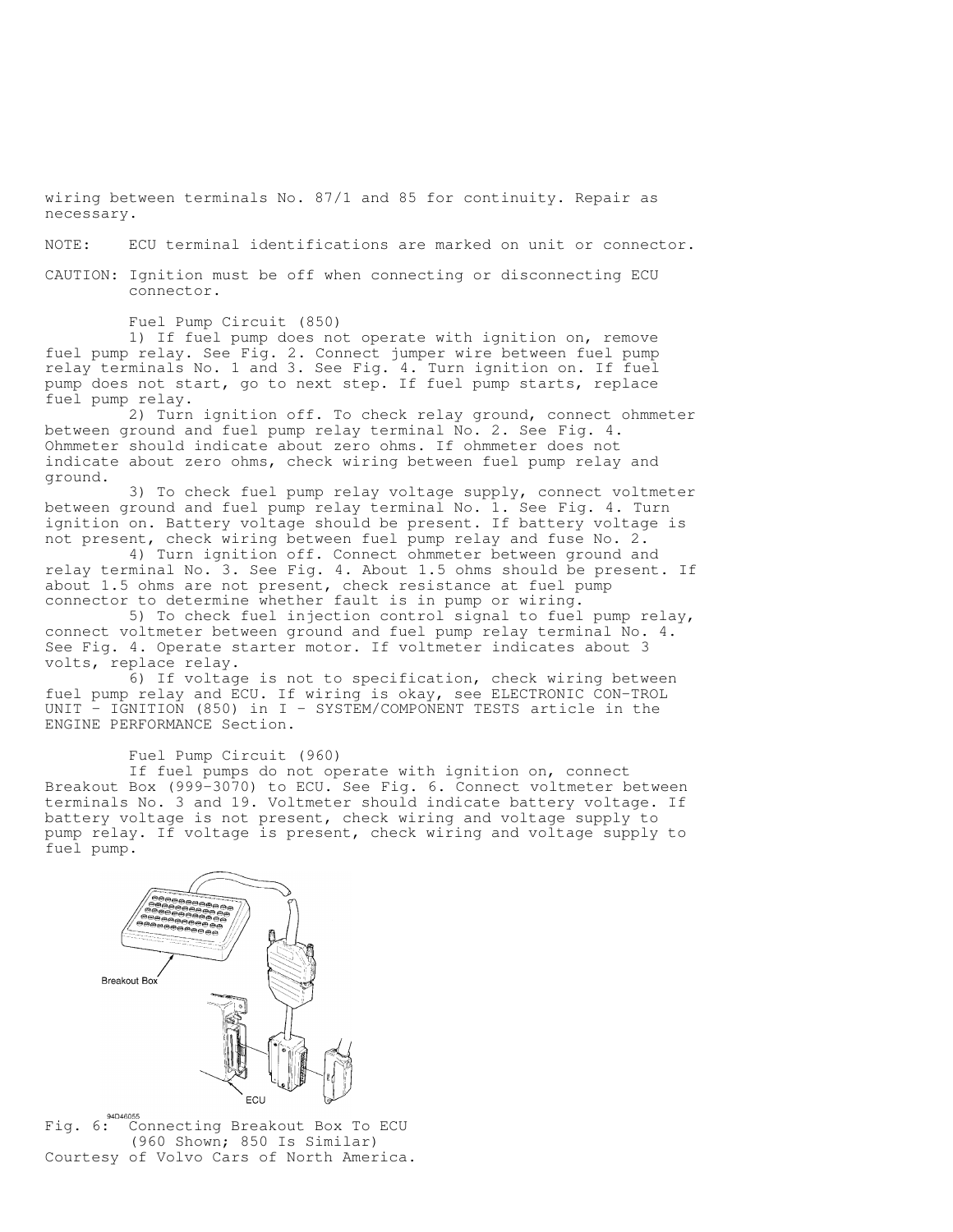wiring between terminals No. 87/1 and 85 for continuity. Repair as necessary.

NOTE: ECU terminal identifications are marked on unit or connector.

CAUTION: Ignition must be off when connecting or disconnecting ECU connector.

Fuel Pump Circuit (850)

1) If fuel pump does not operate with ignition on, remove fuel pump relay. See Fig. 2. Connect jumper wire between fuel pump relay terminals No. 1 and 3. See Fig. 4. Turn ignition on. If fuel pump does not start, go to next step. If fuel pump starts, replace fuel pump relay.

2) Turn ignition off. To check relay ground, connect ohmmeter between ground and fuel pump relay terminal No. 2. See Fig. 4. Ohmmeter should indicate about zero ohms. If ohmmeter does not indicate about zero ohms, check wiring between fuel pump relay and ground.

3) To check fuel pump relay voltage supply, connect voltmeter between ground and fuel pump relay terminal No. 1. See Fig. 4. Turn ignition on. Battery voltage should be present. If battery voltage is not present, check wiring between fuel pump relay and fuse No. 2.

4) Turn ignition off. Connect ohmmeter between ground and relay terminal No. 3. See Fig. 4. About 1.5 ohms should be present. If about 1.5 ohms are not present, check resistance at fuel pump connector to determine whether fault is in pump or wiring.

5) To check fuel injection control signal to fuel pump relay, connect voltmeter between ground and fuel pump relay terminal No. 4. See Fig. 4. Operate starter motor. If voltmeter indicates about 3 volts, replace relay.

6) If voltage is not to specification, check wiring between fuel pump relay and ECU. If wiring is okay, see ELECTRONIC CON-TROL UNIT - IGNITION (850) in I - SYSTEM/COMPONENT TESTS article in the ENGINE PERFORMANCE Section.

Fuel Pump Circuit (960)

If fuel pumps do not operate with ignition on, connect Breakout Box (999-3070) to ECU. See Fig. 6. Connect voltmeter between terminals No. 3 and 19. Voltmeter should indicate battery voltage. If battery voltage is not present, check wiring and voltage supply to pump relay. If voltage is present, check wiring and voltage supply to fuel pump.

Fig. 6: Connecting Breakout Box To ECU (960 Shown; 850 Is Similar)
Courtesy of Volvo Cars of North America.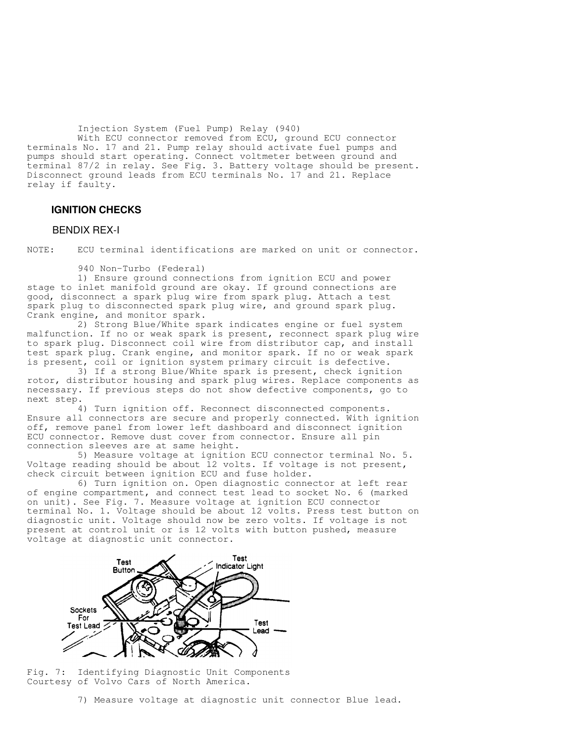Injection System (Fuel Pump) Relay (940)

With ECU connector removed from ECU, ground ECU connector terminals No. 17 and 21. Pump relay should activate fuel pumps and pumps should start operating. Connect voltmeter between ground and terminal 87/2 in relay. See Fig. 3. Battery voltage should be present. Disconnect ground leads from ECU terminals No. 17 and 21. Replace relay if faulty.

## IGNITION CHECKS

### BENDIX REX-I

NOTE: ECU terminal identifications are marked on unit or connector.

940 Non-Turbo (Federal)

1) Ensure ground connections from ignition ECU and power stage to inlet manifold ground are okay. If ground connections are good, disconnect a spark plug wire from spark plug. Attach a test spark plug to disconnected spark plug wire, and ground spark plug. Crank engine, and monitor spark.

2) Strong Blue/White spark indicates engine or fuel system malfunction. If no or weak spark is present, reconnect spark plug wire to spark plug. Disconnect coil wire from distributor cap, and install test spark plug. Crank engine, and monitor spark. If no or weak spark is present, coil or ignition system primary circuit is defective.

3) If a strong Blue/White spark is present, check ignition rotor, distributor housing and spark plug wires. Replace components as necessary. If previous steps do not show defective components, go to next step.

4) Turn ignition off. Reconnect disconnected components. Ensure all connectors are secure and properly connected. With ignition off, remove panel from lower left dashboard and disconnect ignition ECU connector. Remove dust cover from connector. Ensure all pin connection sleeves are at same height.

5) Measure voltage at ignition ECU connector terminal No. 5. Voltage reading should be about 12 volts. If voltage is not present, check circuit between ignition ECU and fuse holder.

6) Turn ignition on. Open diagnostic connector at left rear of engine compartment, and connect test lead to socket No. 6 (marked on unit). See Fig. 7. Measure voltage at ignition ECU connector terminal No. 1. Voltage should be about 12 volts. Press test button on diagnostic unit. Voltage should now be zero volts. If voltage is not present at control unit or is 12 volts with button pushed, measure voltage at diagnostic unit connector.

Fig. 7: Identifying Diagnostic Unit Components
Courtesy of Volvo Cars of North America.

7) Measure voltage at diagnostic unit connector Blue lead.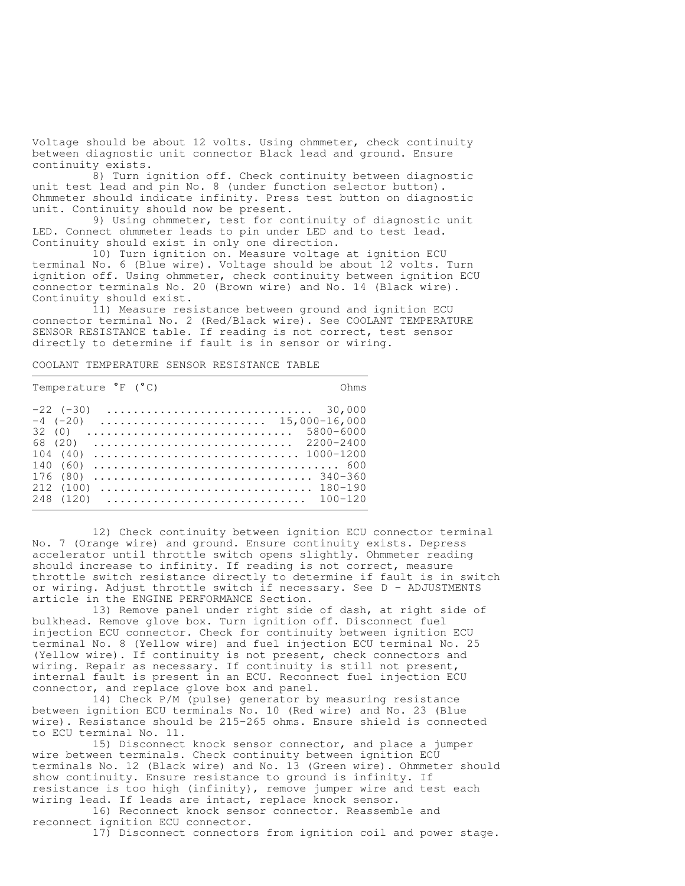Voltage should be about 12 volts. Using ohmmeter, check continuity between diagnostic unit connector Black lead and ground. Ensure continuity exists.

8) Turn ignition off. Check continuity between diagnostic unit test lead and pin No. 8 (under function selector button). Ohmmeter should indicate infinity. Press test button on diagnostic unit. Continuity should now be present.

9) Using ohmmeter, test for continuity of diagnostic unit LED. Connect ohmmeter leads to pin under LED and to test lead. Continuity should exist in only one direction.

10) Turn ignition on. Measure voltage at ignition ECU terminal No. 6 (Blue wire). Voltage should be about 12 volts. Turn ignition off. Using ohmmeter, check continuity between ignition ECU connector terminals No. 20 (Brown wire) and No. 14 (Black wire). Continuity should exist.

11) Measure resistance between ground and ignition ECU connector terminal No. 2 (Red/Black wire). See COOLANT TEMPERATURE SENSOR RESISTANCE table. If reading is not correct, test sensor directly to determine if fault is in sensor or wiring.

COOLANT TEMPERATURE SENSOR RESISTANCE TABLE

| Temperature °F (°C) | Ohms |
|---|---|
| -22 (-30) | 30,000 |
| -4 (-20) | 15,000-16,000 |
| 32 (0) | 5800-6000 |
| 68 (20) | 2200-2400 |
| 104 (40) | 1000-1200 |
| 140 (60) | 600 |
| 176 (80) | 340-360 |
| 212 (100) | 180-190 |
| 248 (120) | 100-120 |

12) Check continuity between ignition ECU connector terminal No. 7 (Orange wire) and ground. Ensure continuity exists. Depress accelerator until throttle switch opens slightly. Ohmmeter reading should increase to infinity. If reading is not correct, measure throttle switch resistance directly to determine if fault is in switch or wiring. Adjust throttle switch if necessary. See D - ADJUSTMENTS article in the ENGINE PERFORMANCE Section.

13) Remove panel under right side of dash, at right side of bulkhead. Remove glove box. Turn ignition off. Disconnect fuel injection ECU connector. Check for continuity between ignition ECU terminal No. 8 (Yellow wire) and fuel injection ECU terminal No. 25 (Yellow wire). If continuity is not present, check connectors and wiring. Repair as necessary. If continuity is still not present, internal fault is present in an ECU. Reconnect fuel injection ECU connector, and replace glove box and panel.

14) Check P/M (pulse) generator by measuring resistance between ignition ECU terminals No. 10 (Red wire) and No. 23 (Blue wire). Resistance should be 215-265 ohms. Ensure shield is connected to ECU terminal No. 11.

15) Disconnect knock sensor connector, and place a jumper wire between terminals. Check continuity between ignition ECU terminals No. 12 (Black wire) and No. 13 (Green wire). Ohmmeter should show continuity. Ensure resistance to ground is infinity. If resistance is too high (infinity), remove jumper wire and test each wiring lead. If leads are intact, replace knock sensor.

16) Reconnect knock sensor connector. Reassemble and reconnect ignition ECU connector.

17) Disconnect connectors from ignition coil and power stage.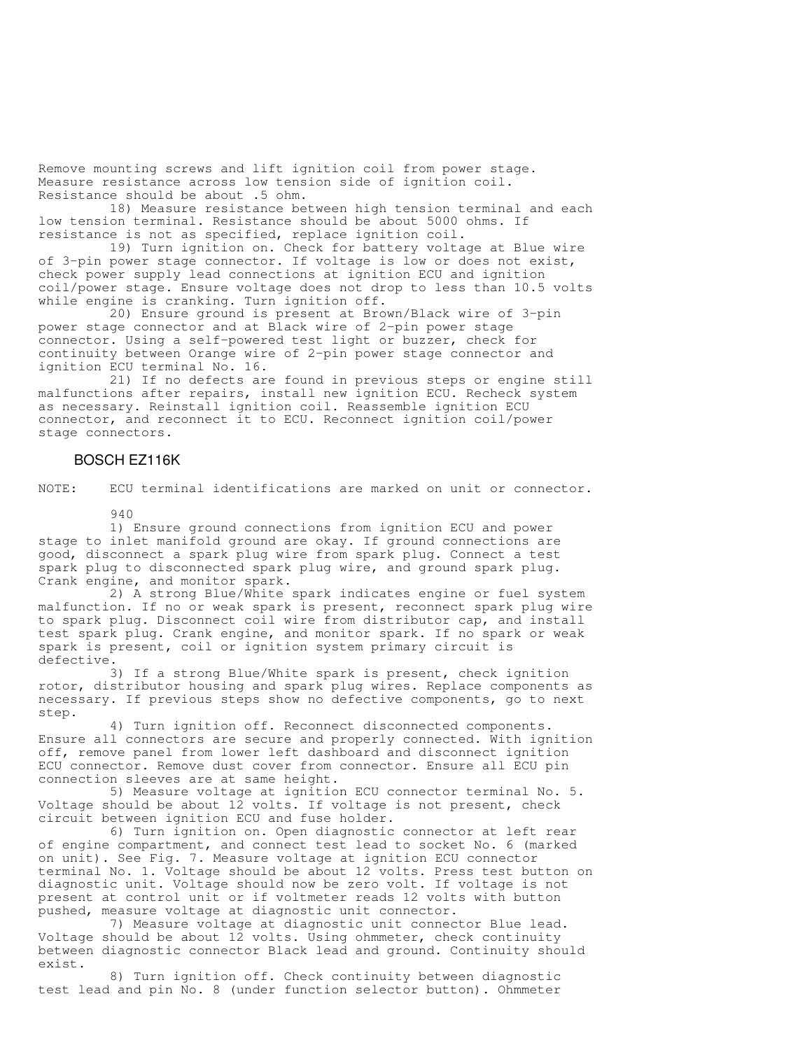Remove mounting screws and lift ignition coil from power stage. Measure resistance across low tension side of ignition coil. Resistance should be about .5 ohm.

18) Measure resistance between high tension terminal and each low tension terminal. Resistance should be about 5000 ohms. If resistance is not as specified, replace ignition coil.

19) Turn ignition on. Check for battery voltage at Blue wire of 3-pin power stage connector. If voltage is low or does not exist, check power supply lead connections at ignition ECU and ignition coil/power stage. Ensure voltage does not drop to less than 10.5 volts while engine is cranking. Turn ignition off.

20) Ensure ground is present at Brown/Black wire of 3-pin power stage connector and at Black wire of 2-pin power stage connector. Using a self-powered test light or buzzer, check for continuity between Orange wire of 2-pin power stage connector and ignition ECU terminal No. 16.

21) If no defects are found in previous steps or engine still malfunctions after repairs, install new ignition ECU. Recheck system as necessary. Reinstall ignition coil. Reassemble ignition ECU connector, and reconnect it to ECU. Reconnect ignition coil/power stage connectors.

## BOSCH EZ116K

NOTE: ECU terminal identifications are marked on unit or connector.

940

1) Ensure ground connections from ignition ECU and power stage to inlet manifold ground are okay. If ground connections are good, disconnect a spark plug wire from spark plug. Connect a test spark plug to disconnected spark plug wire, and ground spark plug. Crank engine, and monitor spark.

2) A strong Blue/White spark indicates engine or fuel system malfunction. If no or weak spark is present, reconnect spark plug wire to spark plug. Disconnect coil wire from distributor cap, and install test spark plug. Crank engine, and monitor spark. If no spark or weak spark is present, coil or ignition system primary circuit is defective.

3) If a strong Blue/White spark is present, check ignition rotor, distributor housing and spark plug wires. Replace components as necessary. If previous steps show no defective components, go to next step.

4) Turn ignition off. Reconnect disconnected components. Ensure all connectors are secure and properly connected. With ignition off, remove panel from lower left dashboard and disconnect ignition ECU connector. Remove dust cover from connector. Ensure all ECU pin connection sleeves are at same height.

5) Measure voltage at ignition ECU connector terminal No. 5. Voltage should be about 12 volts. If voltage is not present, check circuit between ignition ECU and fuse holder.

6) Turn ignition on. Open diagnostic connector at left rear of engine compartment, and connect test lead to socket No. 6 (marked on unit). See Fig. 7. Measure voltage at ignition ECU connector terminal No. 1. Voltage should be about 12 volts. Press test button on diagnostic unit. Voltage should now be zero volt. If voltage is not present at control unit or if voltmeter reads 12 volts with button pushed, measure voltage at diagnostic unit connector.

7) Measure voltage at diagnostic unit connector Blue lead. Voltage should be about 12 volts. Using ohmmeter, check continuity between diagnostic connector Black lead and ground. Continuity should exist.

8) Turn ignition off. Check continuity between diagnostic test lead and pin No. 8 (under function selector button). Ohmmeter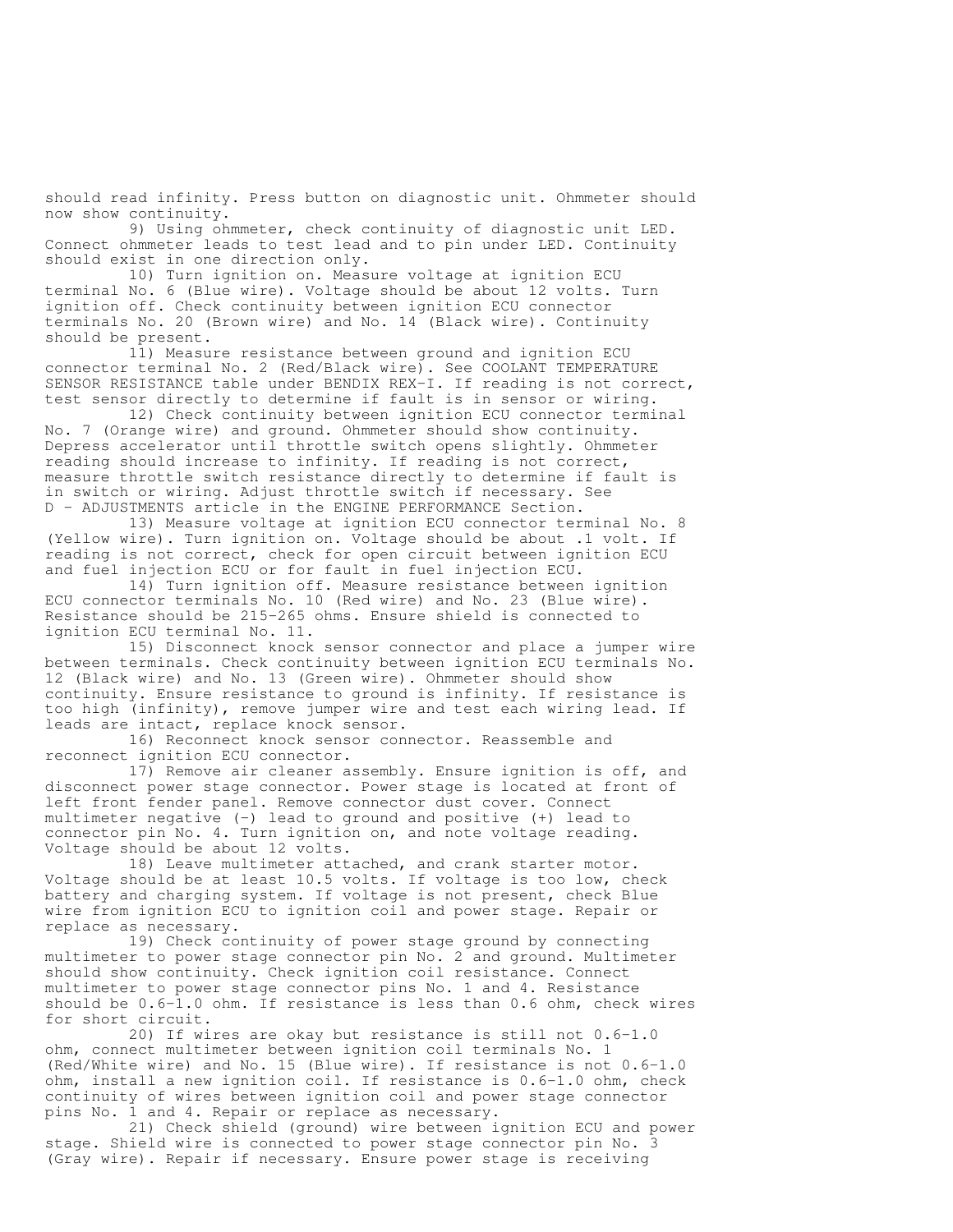should read infinity. Press button on diagnostic unit. Ohmmeter should now show continuity.

9) Using ohmmeter, check continuity of diagnostic unit LED. Connect ohmmeter leads to test lead and to pin under LED. Continuity should exist in one direction only.

10) Turn ignition on. Measure voltage at ignition ECU terminal No. 6 (Blue wire). Voltage should be about 12 volts. Turn ignition off. Check continuity between ignition ECU connector terminals No. 20 (Brown wire) and No. 14 (Black wire). Continuity should be present.

11) Measure resistance between ground and ignition ECU connector terminal No. 2 (Red/Black wire). See COOLANT TEMPERATURE SENSOR RESISTANCE table under BENDIX REX-I. If reading is not correct, test sensor directly to determine if fault is in sensor or wiring.

12) Check continuity between ignition ECU connector terminal No. 7 (Orange wire) and ground. Ohmmeter should show continuity. Depress accelerator until throttle switch opens slightly. Ohmmeter reading should increase to infinity. If reading is not correct, measure throttle switch resistance directly to determine if fault is in switch or wiring. Adjust throttle switch if necessary. See D - ADJUSTMENTS article in the ENGINE PERFORMANCE Section.

13) Measure voltage at ignition ECU connector terminal No. 8 (Yellow wire). Turn ignition on. Voltage should be about .1 volt. If reading is not correct, check for open circuit between ignition ECU and fuel injection ECU or for fault in fuel injection ECU.

14) Turn ignition off. Measure resistance between ignition ECU connector terminals No. 10 (Red wire) and No. 23 (Blue wire). Resistance should be 215-265 ohms. Ensure shield is connected to ignition ECU terminal No. 11.

15) Disconnect knock sensor connector and place a jumper wire between terminals. Check continuity between ignition ECU terminals No. 12 (Black wire) and No. 13 (Green wire). Ohmmeter should show continuity. Ensure resistance to ground is infinity. If resistance is too high (infinity), remove jumper wire and test each wiring lead. If leads are intact, replace knock sensor.

16) Reconnect knock sensor connector. Reassemble and reconnect ignition ECU connector.

17) Remove air cleaner assembly. Ensure ignition is off, and disconnect power stage connector. Power stage is located at front of left front fender panel. Remove connector dust cover. Connect multimeter negative (-) lead to ground and positive (+) lead to connector pin No. 4. Turn ignition on, and note voltage reading. Voltage should be about 12 volts.

18) Leave multimeter attached, and crank starter motor. Voltage should be at least 10.5 volts. If voltage is too low, check battery and charging system. If voltage is not present, check Blue wire from ignition ECU to ignition coil and power stage. Repair or replace as necessary.

19) Check continuity of power stage ground by connecting multimeter to power stage connector pin No. 2 and ground. Multimeter should show continuity. Check ignition coil resistance. Connect multimeter to power stage connector pins No. 1 and 4. Resistance should be 0.6-1.0 ohm. If resistance is less than 0.6 ohm, check wires for short circuit.

20) If wires are okay but resistance is still not 0.6-1.0 ohm, connect multimeter between ignition coil terminals No. 1 (Red/White wire) and No. 15 (Blue wire). If resistance is not 0.6-1.0 ohm, install a new ignition coil. If resistance is 0.6-1.0 ohm, check continuity of wires between ignition coil and power stage connector pins No. 1 and 4. Repair or replace as necessary.

21) Check shield (ground) wire between ignition ECU and power stage. Shield wire is connected to power stage connector pin No. 3 (Gray wire). Repair if necessary. Ensure power stage is receiving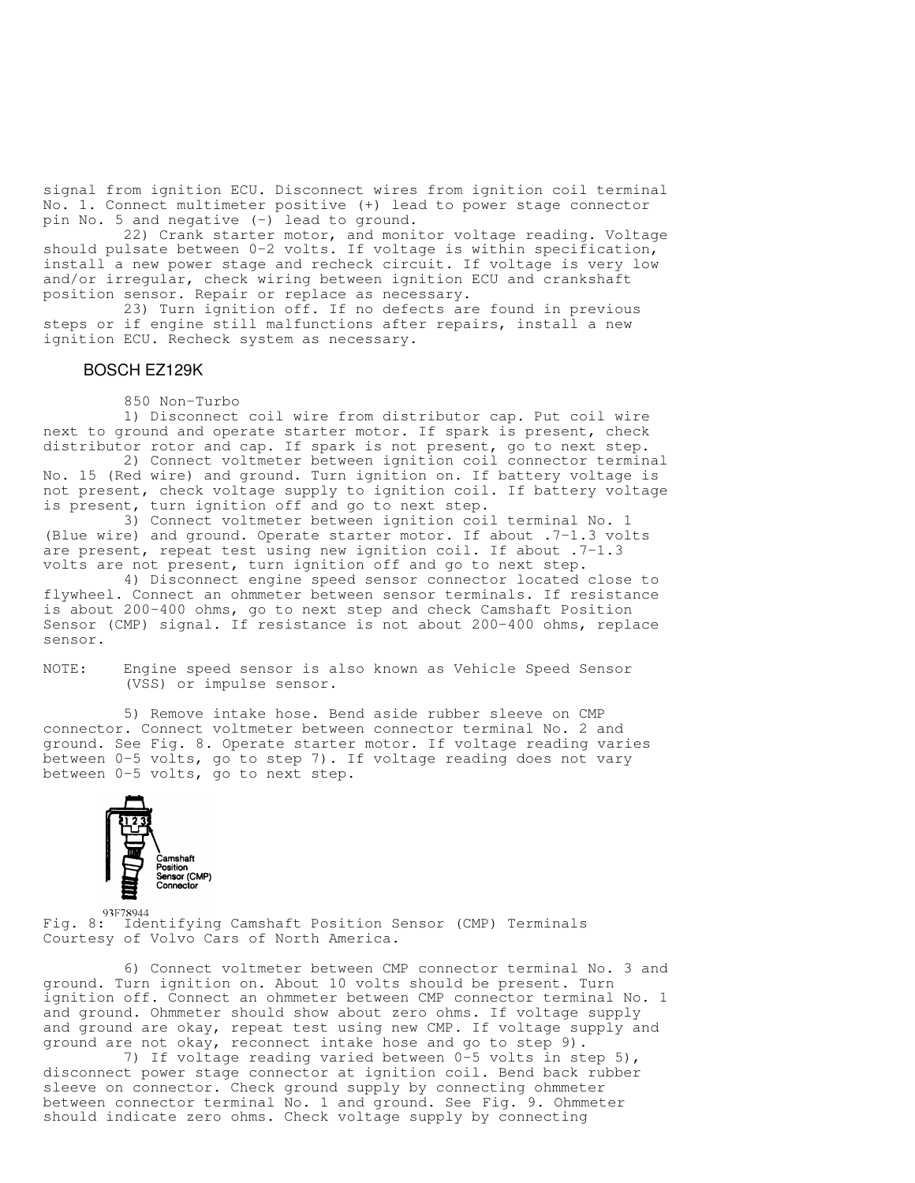signal from ignition ECU. Disconnect wires from ignition coil terminal No. 1. Connect multimeter positive (+) lead to power stage connector pin No. 5 and negative (-) lead to ground.

22) Crank starter motor, and monitor voltage reading. Voltage should pulsate between 0-2 volts. If voltage is within specification, install a new power stage and recheck circuit. If voltage is very low and/or irregular, check wiring between ignition ECU and crankshaft position sensor. Repair or replace as necessary.

23) Turn ignition off. If no defects are found in previous steps or if engine still malfunctions after repairs, install a new ignition ECU. Recheck system as necessary.

## BOSCH EZ129K

850 Non-Turbo

1) Disconnect coil wire from distributor cap. Put coil wire next to ground and operate starter motor. If spark is present, check distributor rotor and cap. If spark is not present, go to next step.

2) Connect voltmeter between ignition coil connector terminal No. 15 (Red wire) and ground. Turn ignition on. If battery voltage is not present, check voltage supply to ignition coil. If battery voltage is present, turn ignition off and go to next step.

3) Connect voltmeter between ignition coil terminal No. 1 (Blue wire) and ground. Operate starter motor. If about .7-1.3 volts are present, repeat test using new ignition coil. If about .7-1.3 volts are not present, turn ignition off and go to next step.

4) Disconnect engine speed sensor connector located close to flywheel. Connect an ohmmeter between sensor terminals. If resistance is about 200-400 ohms, go to next step and check Camshaft Position Sensor (CMP) signal. If resistance is not about 200-400 ohms, replace sensor.

NOTE: Engine speed sensor is also known as Vehicle Speed Sensor (VSS) or impulse sensor.

5) Remove intake hose. Bend aside rubber sleeve on CMP connector. Connect voltmeter between connector terminal No. 2 and ground. See Fig. 8. Operate starter motor. If voltage reading varies between 0-5 volts, go to step 7). If voltage reading does not vary between 0-5 volts, go to next step.

Fig. 8: Identifying Camshaft Position Sensor (CMP) Terminals
Courtesy of Volvo Cars of North America.

6) Connect voltmeter between CMP connector terminal No. 3 and ground. Turn ignition on. About 10 volts should be present. Turn ignition off. Connect an ohmmeter between CMP connector terminal No. 1 and ground. Ohmmeter should show about zero ohms. If voltage supply and ground are okay, repeat test using new CMP. If voltage supply and ground are not okay, reconnect intake hose and go to step 9).

7) If voltage reading varied between 0-5 volts in step 5), disconnect power stage connector at ignition coil. Bend back rubber sleeve on connector. Check ground supply by connecting ohmmeter between connector terminal No. 1 and ground. See Fig. 9. Ohmmeter should indicate zero ohms. Check voltage supply by connecting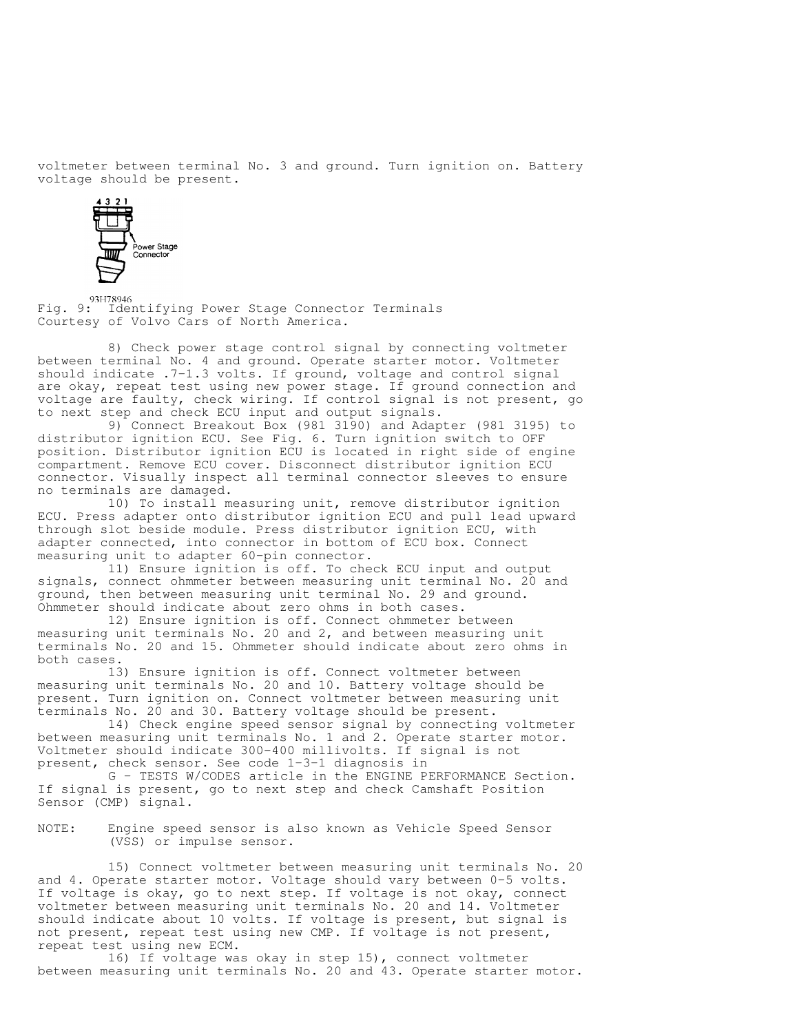voltmeter between terminal No. 3 and ground. Turn ignition on. Battery voltage should be present.

Fig. 9: Identifying Power Stage Connector Terminals
Courtesy of Volvo Cars of North America.

8) Check power stage control signal by connecting voltmeter between terminal No. 4 and ground. Operate starter motor. Voltmeter should indicate .7-1.3 volts. If ground, voltage and control signal are okay, repeat test using new power stage. If ground connection and voltage are faulty, check wiring. If control signal is not present, go to next step and check ECU input and output signals.

9) Connect Breakout Box (981 3190) and Adapter (981 3195) to distributor ignition ECU. See Fig. 6. Turn ignition switch to OFF position. Distributor ignition ECU is located in right side of engine compartment. Remove ECU cover. Disconnect distributor ignition ECU connector. Visually inspect all terminal connector sleeves to ensure no terminals are damaged.

10) To install measuring unit, remove distributor ignition ECU. Press adapter onto distributor ignition ECU and pull lead upward through slot beside module. Press distributor ignition ECU, with adapter connected, into connector in bottom of ECU box. Connect measuring unit to adapter 60-pin connector.

11) Ensure ignition is off. To check ECU input and output signals, connect ohmmeter between measuring unit terminal No. 20 and ground, then between measuring unit terminal No. 29 and ground. Ohmmeter should indicate about zero ohms in both cases.

12) Ensure ignition is off. Connect ohmmeter between measuring unit terminals No. 20 and 2, and between measuring unit terminals No. 20 and 15. Ohmmeter should indicate about zero ohms in both cases.

13) Ensure ignition is off. Connect voltmeter between measuring unit terminals No. 20 and 10. Battery voltage should be present. Turn ignition on. Connect voltmeter between measuring unit terminals No. 20 and 30. Battery voltage should be present.

14) Check engine speed sensor signal by connecting voltmeter between measuring unit terminals No. 1 and 2. Operate starter motor. Voltmeter should indicate 300-400 millivolts. If signal is not present, check sensor. See code 1-3-1 diagnosis in G - TESTS W/CODES article in the ENGINE PERFORMANCE Section. If signal is present, go to next step and check Camshaft Position Sensor (CMP) signal.

NOTE: Engine speed sensor is also known as Vehicle Speed Sensor (VSS) or impulse sensor.

15) Connect voltmeter between measuring unit terminals No. 20 and 4. Operate starter motor. Voltage should vary between 0-5 volts. If voltage is okay, go to next step. If voltage is not okay, connect voltmeter between measuring unit terminals No. 20 and 14. Voltmeter should indicate about 10 volts. If voltage is present, but signal is not present, repeat test using new CMP. If voltage is not present, repeat test using new ECM.

16) If voltage was okay in step 15), connect voltmeter between measuring unit terminals No. 20 and 43. Operate starter motor.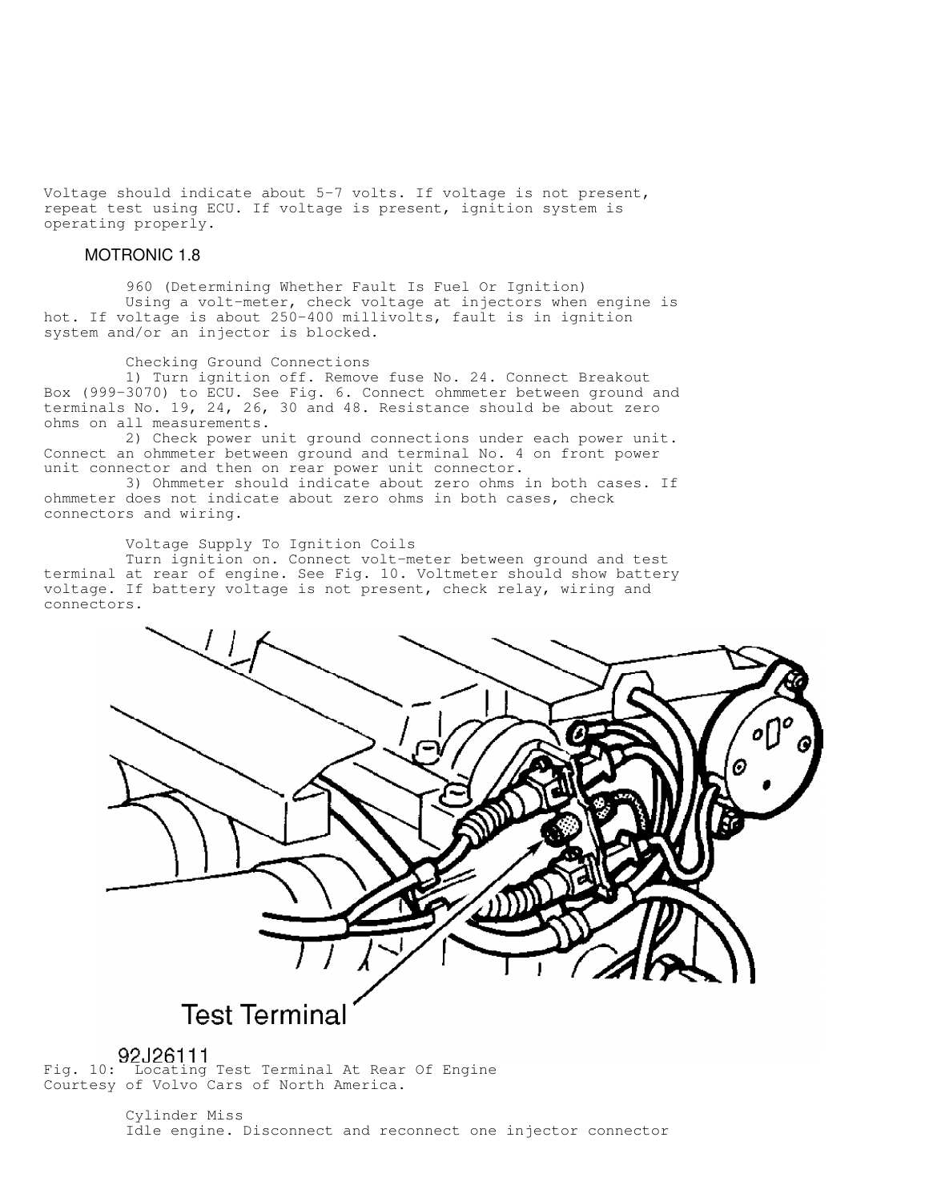Voltage should indicate about 5-7 volts. If voltage is not present, repeat test using ECU. If voltage is present, ignition system is operating properly.

## MOTRONIC 1.8

960 (Determining Whether Fault Is Fuel Or Ignition)

Using a volt-meter, check voltage at injectors when engine is hot. If voltage is about 250-400 millivolts, fault is in ignition system and/or an injector is blocked.

Checking Ground Connections

1) Turn ignition off. Remove fuse No. 24. Connect Breakout Box (999-3070) to ECU. See Fig. 6. Connect ohmmeter between ground and terminals No. 19, 24, 26, 30 and 48. Resistance should be about zero ohms on all measurements.

2) Check power unit ground connections under each power unit. Connect an ohmmeter between ground and terminal No. 4 on front power unit connector and then on rear power unit connector.

3) Ohmmeter should indicate about zero ohms in both cases. If ohmmeter does not indicate about zero ohms in both cases, check connectors and wiring.

Voltage Supply To Ignition Coils

Turn ignition on. Connect volt-meter between ground and test terminal at rear of engine. See Fig. 10. Voltmeter should show battery voltage. If battery voltage is not present, check relay, wiring and connectors.

Test Terminal

92J26111

Fig. 10: Locating Test Terminal At Rear Of Engine
Courtesy of Volvo Cars of North America.

Cylinder Miss

Idle engine. Disconnect and reconnect one injector connector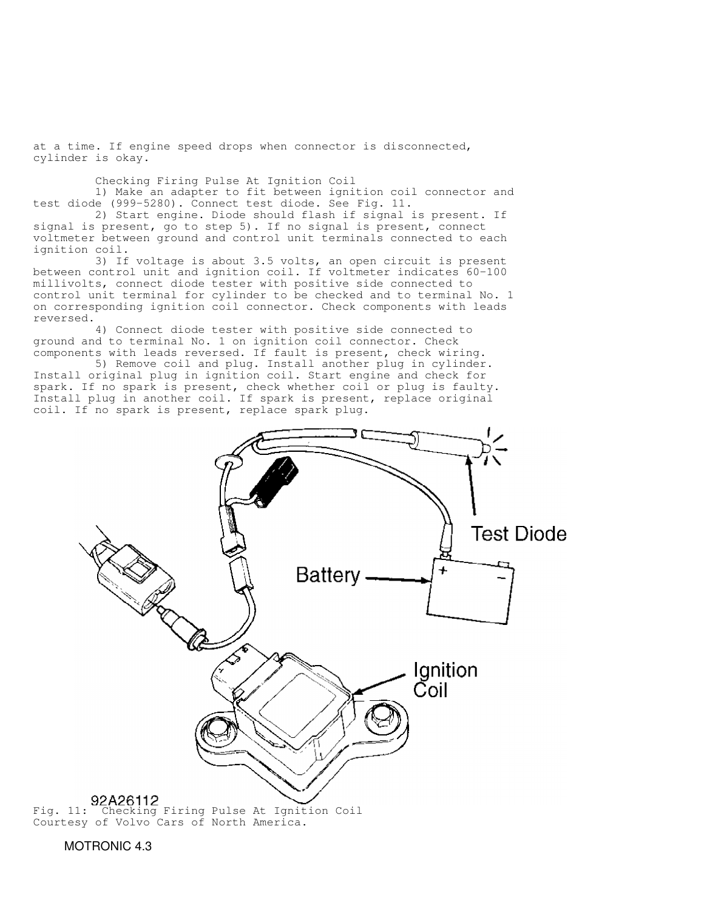at a time. If engine speed drops when connector is disconnected, cylinder is okay.

### Checking Firing Pulse At Ignition Coil

1) Make an adapter to fit between ignition coil connector and test diode (999-5280). Connect test diode. See Fig. 11.

2) Start engine. Diode should flash if signal is present. If signal is present, go to step 5). If no signal is present, connect voltmeter between ground and control unit terminals connected to each ignition coil.

3) If voltage is about 3.5 volts, an open circuit is present between control unit and ignition coil. If voltmeter indicates 60-100 millivolts, connect diode tester with positive side connected to control unit terminal for cylinder to be checked and to terminal No. 1 on corresponding ignition coil connector. Check components with leads reversed.

4) Connect diode tester with positive side connected to ground and to terminal No. 1 on ignition coil connector. Check components with leads reversed. If fault is present, check wiring.

5) Remove coil and plug. Install another plug in cylinder. Install original plug in ignition coil. Start engine and check for spark. If no spark is present, check whether coil or plug is faulty. Install plug in another coil. If spark is present, replace original coil. If no spark is present, replace spark plug.

Fig. 11: Checking Firing Pulse At Ignition Coil
Courtesy of Volvo Cars of North America.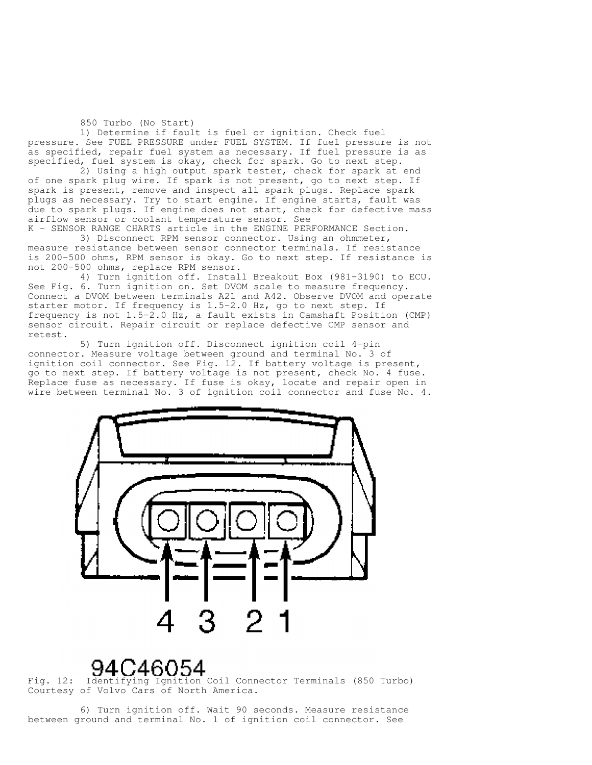850 Turbo (No Start)

1) Determine if fault is fuel or ignition. Check fuel pressure. See FUEL PRESSURE under FUEL SYSTEM. If fuel pressure is not as specified, repair fuel system as necessary. If fuel pressure is as specified, fuel system is okay, check for spark. Go to next step.

2) Using a high output spark tester, check for spark at end of one spark plug wire. If spark is not present, go to next step. If spark is present, remove and inspect all spark plugs. Replace spark plugs as necessary. Try to start engine. If engine starts, fault was due to spark plugs. If engine does not start, check for defective mass airflow sensor or coolant temperature sensor. See K - SENSOR RANGE CHARTS article in the ENGINE PERFORMANCE Section.

3) Disconnect RPM sensor connector. Using an ohmmeter, measure resistance between sensor connector terminals. If resistance is 200-500 ohms, RPM sensor is okay. Go to next step. If resistance is not 200-500 ohms, replace RPM sensor.

4) Turn ignition off. Install Breakout Box (981-3190) to ECU. See Fig. 6. Turn ignition on. Set DVOM scale to measure frequency. Connect a DVOM between terminals A21 and A42. Observe DVOM and operate starter motor. If frequency is 1.5-2.0 Hz, go to next step. If frequency is not 1.5-2.0 Hz, a fault exists in Camshaft Position (CMP) sensor circuit. Repair circuit or replace defective CMP sensor and retest.

5) Turn ignition off. Disconnect ignition coil 4-pin connector. Measure voltage between ground and terminal No. 3 of ignition coil connector. See Fig. 12. If battery voltage is present, go to next step. If battery voltage is not present, check No. 4 fuse. Replace fuse as necessary. If fuse is okay, locate and repair open in wire between terminal No. 3 of ignition coil connector and fuse No. 4.

94C46054

Fig. 12: Identifying Ignition Coil Connector Terminals (850 Turbo)
Courtesy of Volvo Cars of North America.

6) Turn ignition off. Wait 90 seconds. Measure resistance between ground and terminal No. 1 of ignition coil connector. See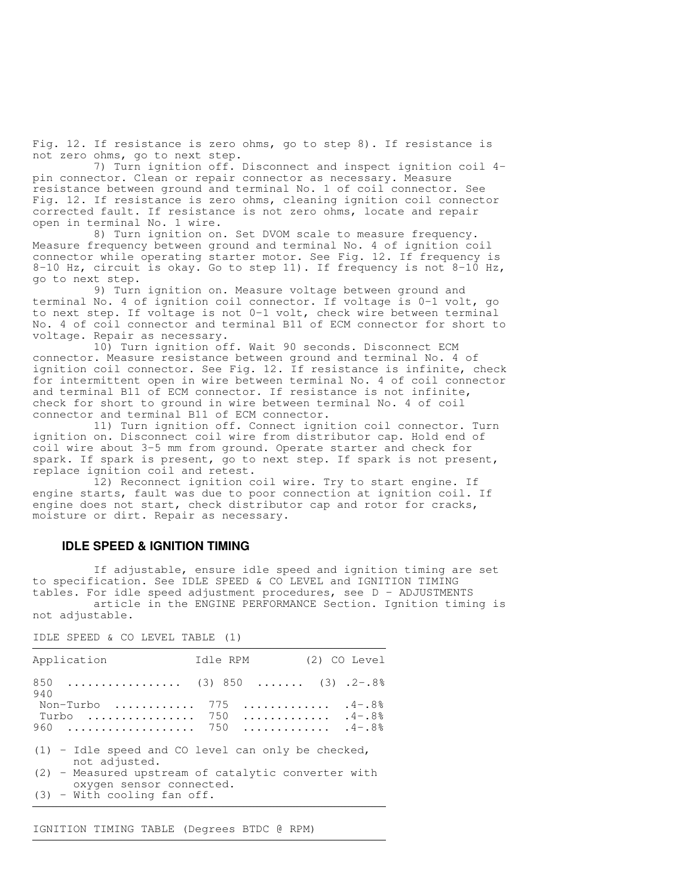Fig. 12. If resistance is zero ohms, go to step 8). If resistance is not zero ohms, go to next step.

7) Turn ignition off. Disconnect and inspect ignition coil 4-pin connector. Clean or repair connector as necessary. Measure resistance between ground and terminal No. 1 of coil connector. See Fig. 12. If resistance is zero ohms, cleaning ignition coil connector corrected fault. If resistance is not zero ohms, locate and repair open in terminal No. 1 wire.

8) Turn ignition on. Set DVOM scale to measure frequency. Measure frequency between ground and terminal No. 4 of ignition coil connector while operating starter motor. See Fig. 12. If frequency is 8-10 Hz, circuit is okay. Go to step 11). If frequency is not 8-10 Hz, go to next step.

9) Turn ignition on. Measure voltage between ground and terminal No. 4 of ignition coil connector. If voltage is 0-1 volt, go to next step. If voltage is not 0-1 volt, check wire between terminal No. 4 of coil connector and terminal B11 of ECM connector for short to voltage. Repair as necessary.

10) Turn ignition off. Wait 90 seconds. Disconnect ECM connector. Measure resistance between ground and terminal No. 4 of ignition coil connector. See Fig. 12. If resistance is infinite, check for intermittent open in wire between terminal No. 4 of coil connector and terminal B11 of ECM connector. If resistance is not infinite, check for short to ground in wire between terminal No. 4 of coil connector and terminal B11 of ECM connector.

11) Turn ignition off. Connect ignition coil connector. Turn ignition on. Disconnect coil wire from distributor cap. Hold end of coil wire about 3-5 mm from ground. Operate starter and check for spark. If spark is present, go to next step. If spark is not present, replace ignition coil and retest.

12) Reconnect ignition coil wire. Try to start engine. If engine starts, fault was due to poor connection at ignition coil. If engine does not start, check distributor cap and rotor for cracks, moisture or dirt. Repair as necessary.

## IDLE SPEED & IGNITION TIMING

If adjustable, ensure idle speed and ignition timing are set to specification. See IDLE SPEED & CO LEVEL and IGNITION TIMING tables. For idle speed adjustment procedures, see D - ADJUSTMENTS article in the ENGINE PERFORMANCE Section. Ignition timing is not adjustable.

IDLE SPEED & CO LEVEL TABLE (1)

| Application | Idle RPM | (2) CO Level |
|---|---|---|
| 850 | (3) 850 | (3) .2-.8% |
| 940 | | |
| Non-Turbo | 775 | .4-.8% |
| Turbo | 750 | .4-.8% |
| 960 | 750 | .4-.8% |

(1) - Idle speed and CO level can only be checked, not adjusted.
(2) - Measured upstream of catalytic converter with oxygen sensor connected.
(3) - With cooling fan off.

IGNITION TIMING TABLE (Degrees BTDC @ RPM)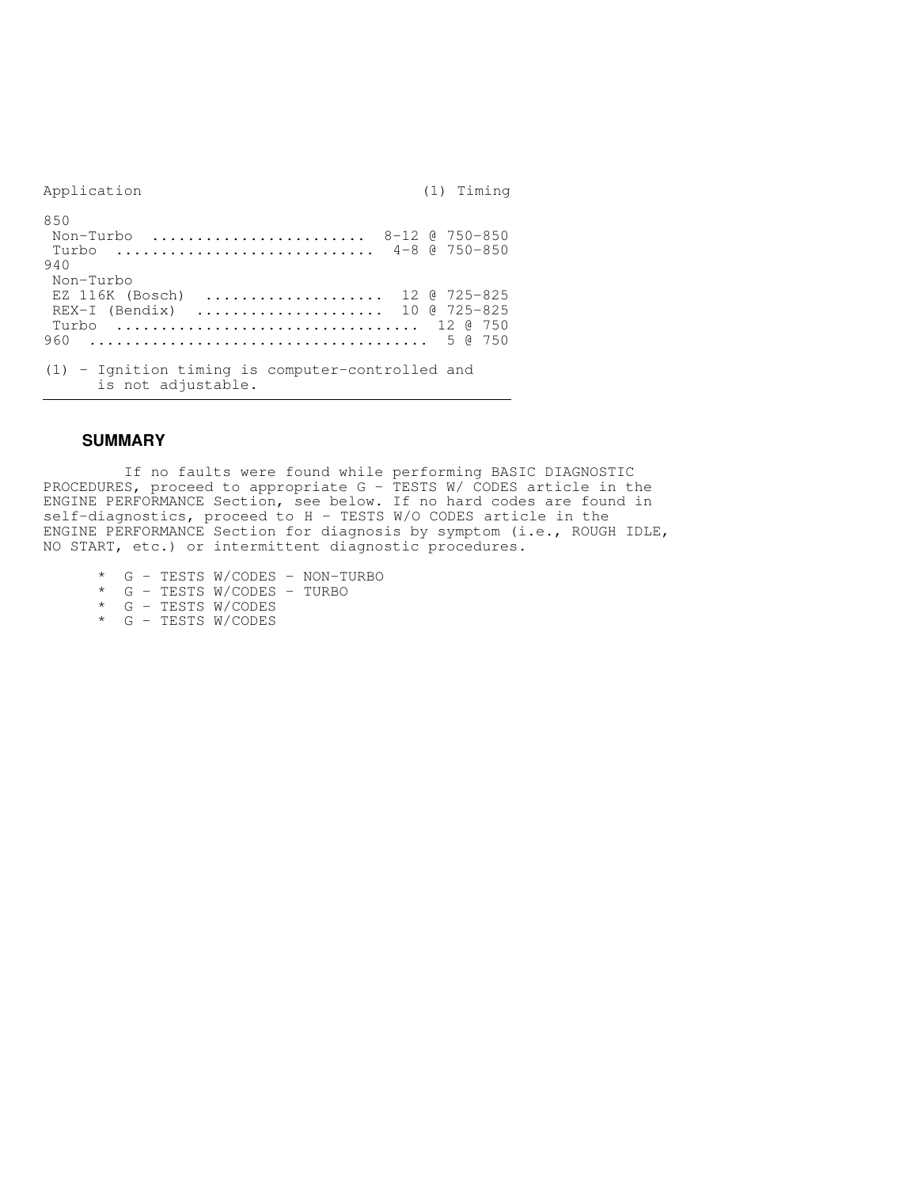| Application | (1) Timing |
|---|---|
| 850 | |
| Non-Turbo | 8-12 @ 750-850 |
| Turbo | 4-8 @ 750-850 |
| 940 | |
| Non-Turbo | |
| EZ 116K (Bosch) | 12 @ 725-825 |
| REX-I (Bendix) | 10 @ 725-825 |
| Turbo | 12 @ 750 |
| 960 | 5 @ 750 |

(1) - Ignition timing is computer-controlled and is not adjustable.

## SUMMARY

If no faults were found while performing BASIC DIAGNOSTIC PROCEDURES, proceed to appropriate G - TESTS W/ CODES article in the ENGINE PERFORMANCE Section, see below. If no hard codes are found in self-diagnostics, proceed to H - TESTS W/O CODES article in the ENGINE PERFORMANCE Section for diagnosis by symptom (i.e., ROUGH IDLE, NO START, etc.) or intermittent diagnostic procedures.

* G - TESTS W/CODES - NON-TURBO
* G - TESTS W/CODES - TURBO
* G - TESTS W/CODES
* G - TESTS W/CODES